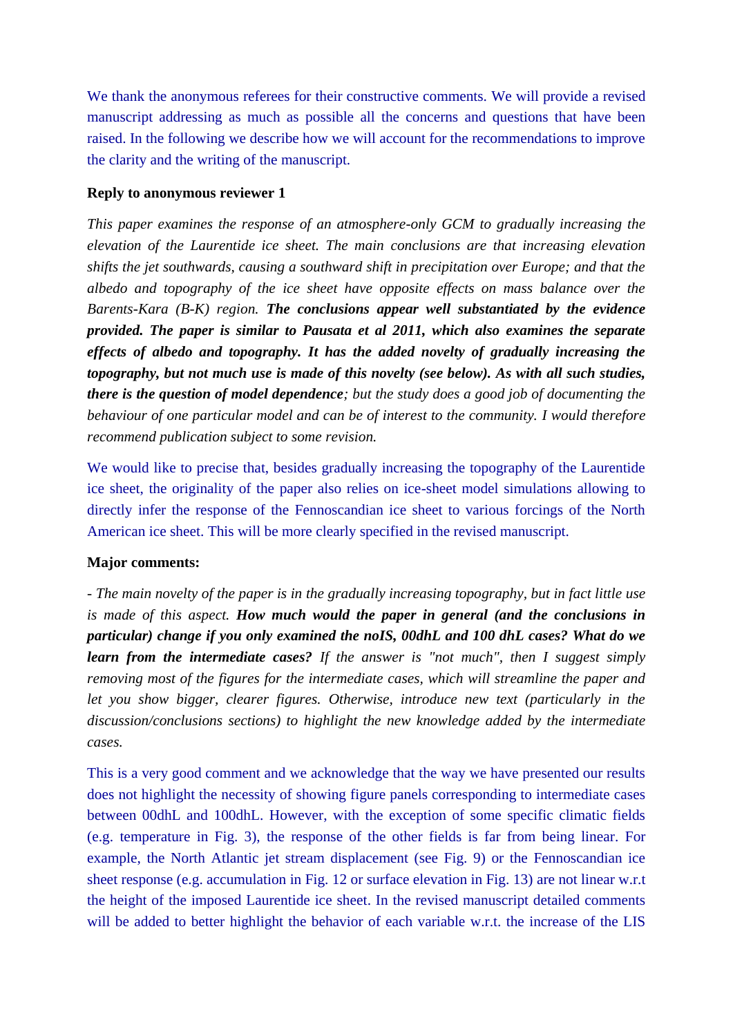We thank the anonymous referees for their constructive comments. We will provide a revised manuscript addressing as much as possible all the concerns and questions that have been raised. In the following we describe how we will account for the recommendations to improve the clarity and the writing of the manuscript.

**Reply to anonymous reviewer 1**

*This paper examines the response of an atmosphere-only GCM to gradually increasing the elevation of the Laurentide ice sheet. The main conclusions are that increasing elevation shifts the jet southwards, causing a southward shift in precipitation over Europe; and that the albedo and topography of the ice sheet have opposite effects on mass balance over the Barents-Kara (B-K) region.* ***The conclusions appear well substantiated by the evidence provided. The paper is similar to Pausata et al 2011, which also examines the separate effects of albedo and topography. It has the added novelty of gradually increasing the topography, but not much use is made of this novelty (see below). As with all such studies, there is the question of model dependence****; but the study does a good job of documenting the behaviour of one particular model and can be of interest to the community. I would therefore recommend publication subject to some revision.*

We would like to precise that, besides gradually increasing the topography of the Laurentide ice sheet, the originality of the paper also relies on ice-sheet model simulations allowing to directly infer the response of the Fennoscandian ice sheet to various forcings of the North American ice sheet. This will be more clearly specified in the revised manuscript.

**Major comments:**

*- The main novelty of the paper is in the gradually increasing topography, but in fact little use is made of this aspect.* ***How much would the paper in general (and the conclusions in particular) change if you only examined the noIS, 00dhL and 100 dhL cases? What do we learn from the intermediate cases?*** *If the answer is "not much", then I suggest simply removing most of the figures for the intermediate cases, which will streamline the paper and let you show bigger, clearer figures. Otherwise, introduce new text (particularly in the discussion/conclusions sections) to highlight the new knowledge added by the intermediate cases.*

This is a very good comment and we acknowledge that the way we have presented our results does not highlight the necessity of showing figure panels corresponding to intermediate cases between 00dhL and 100dhL. However, with the exception of some specific climatic fields (e.g. temperature in Fig. 3), the response of the other fields is far from being linear. For example, the North Atlantic jet stream displacement (see Fig. 9) or the Fennoscandian ice sheet response (e.g. accumulation in Fig. 12 or surface elevation in Fig. 13) are not linear w.r.t the height of the imposed Laurentide ice sheet. In the revised manuscript detailed comments will be added to better highlight the behavior of each variable w.r.t. the increase of the LIS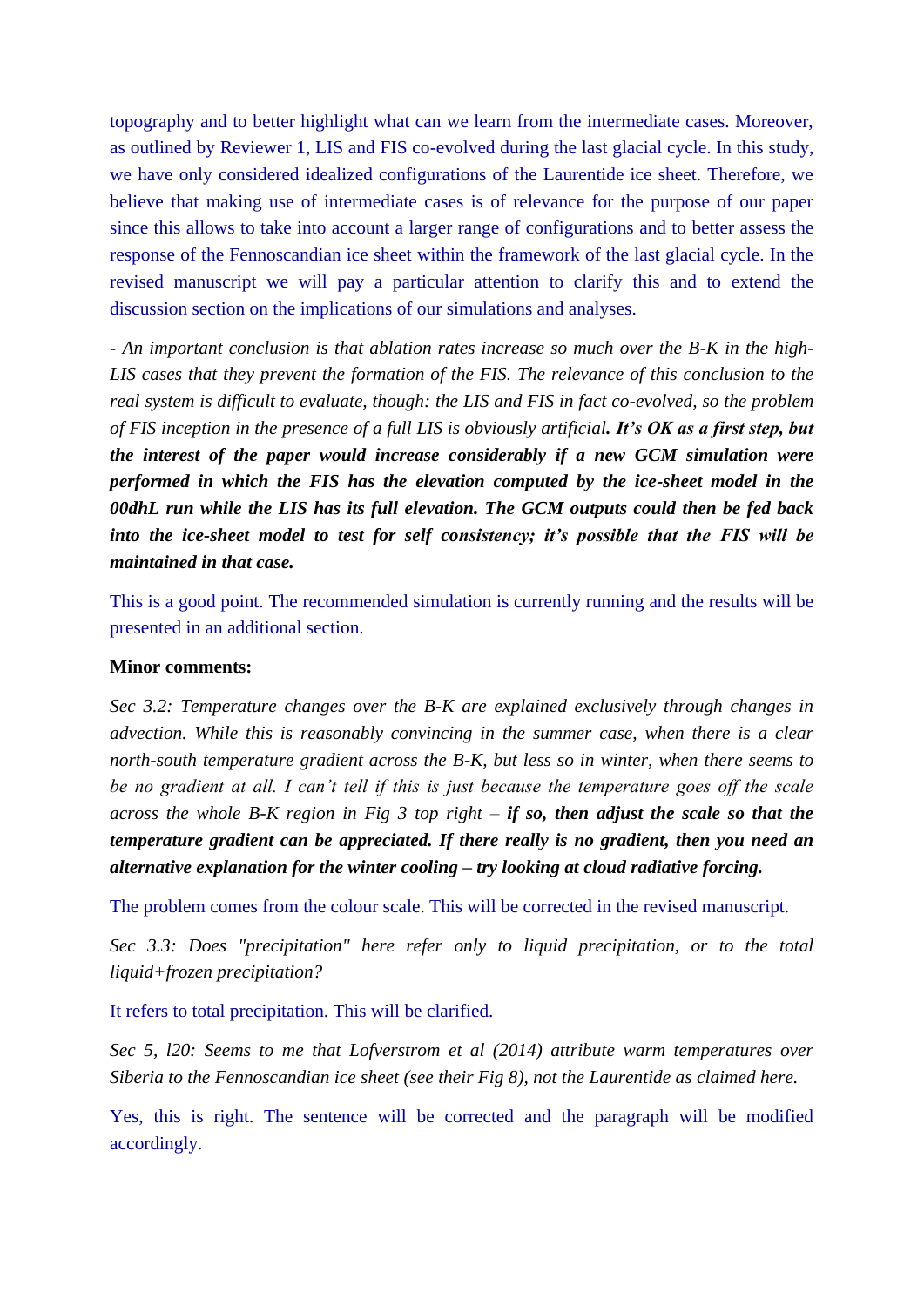topography and to better highlight what can we learn from the intermediate cases. Moreover, as outlined by Reviewer 1, LIS and FIS co-evolved during the last glacial cycle. In this study, we have only considered idealized configurations of the Laurentide ice sheet. Therefore, we believe that making use of intermediate cases is of relevance for the purpose of our paper since this allows to take into account a larger range of configurations and to better assess the response of the Fennoscandian ice sheet within the framework of the last glacial cycle. In the revised manuscript we will pay a particular attention to clarify this and to extend the discussion section on the implications of our simulations and analyses.

*- An important conclusion is that ablation rates increase so much over the B-K in the high-LIS cases that they prevent the formation of the FIS. The relevance of this conclusion to the real system is difficult to evaluate, though: the LIS and FIS in fact co-evolved, so the problem of FIS inception in the presence of a full LIS is obviously artificial.* ***It's OK as a first step, but the interest of the paper would increase considerably if a new GCM simulation were performed in which the FIS has the elevation computed by the ice-sheet model in the 00dhL run while the LIS has its full elevation. The GCM outputs could then be fed back into the ice-sheet model to test for self consistency; it's possible that the FIS will be maintained in that case.***

This is a good point. The recommended simulation is currently running and the results will be presented in an additional section.

**Minor comments:**

*Sec 3.2: Temperature changes over the B-K are explained exclusively through changes in advection. While this is reasonably convincing in the summer case, when there is a clear north-south temperature gradient across the B-K, but less so in winter, when there seems to be no gradient at all. I can't tell if this is just because the temperature goes off the scale across the whole B-K region in Fig 3 top right –* ***if so, then adjust the scale so that the temperature gradient can be appreciated. If there really is no gradient, then you need an alternative explanation for the winter cooling – try looking at cloud radiative forcing.***

The problem comes from the colour scale. This will be corrected in the revised manuscript.

*Sec 3.3: Does "precipitation" here refer only to liquid precipitation, or to the total liquid+frozen precipitation?*

It refers to total precipitation. This will be clarified.

*Sec 5, l20: Seems to me that Lofverstrom et al (2014) attribute warm temperatures over Siberia to the Fennoscandian ice sheet (see their Fig 8), not the Laurentide as claimed here.*

Yes, this is right. The sentence will be corrected and the paragraph will be modified accordingly.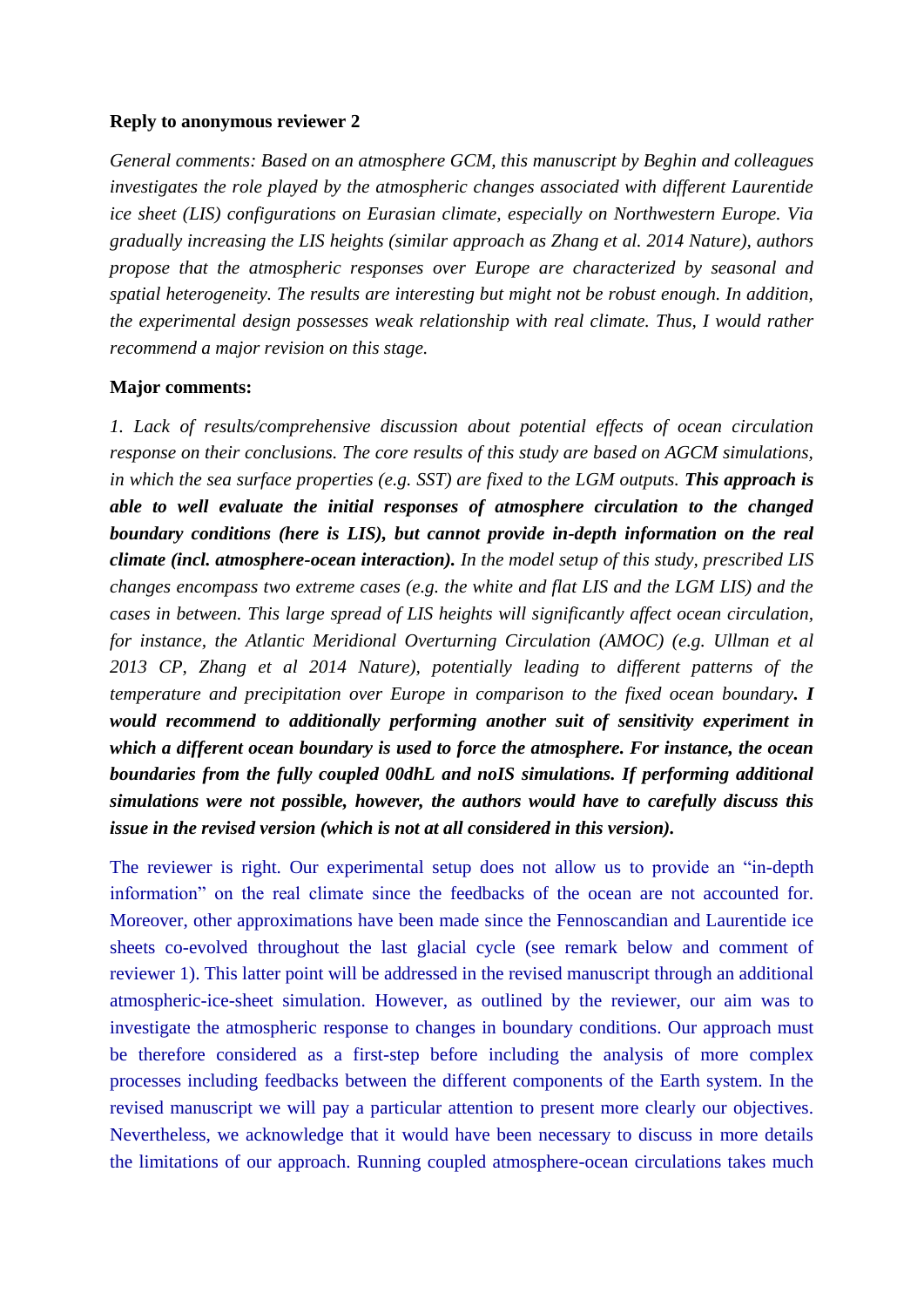**Reply to anonymous reviewer 2**

*General comments: Based on an atmosphere GCM, this manuscript by Beghin and colleagues investigates the role played by the atmospheric changes associated with different Laurentide ice sheet (LIS) configurations on Eurasian climate, especially on Northwestern Europe. Via gradually increasing the LIS heights (similar approach as Zhang et al. 2014 Nature), authors propose that the atmospheric responses over Europe are characterized by seasonal and spatial heterogeneity. The results are interesting but might not be robust enough. In addition, the experimental design possesses weak relationship with real climate. Thus, I would rather recommend a major revision on this stage.*

**Major comments:**

*1. Lack of results/comprehensive discussion about potential effects of ocean circulation response on their conclusions. The core results of this study are based on AGCM simulations, in which the sea surface properties (e.g. SST) are fixed to the LGM outputs.* ***This approach is able to well evaluate the initial responses of atmosphere circulation to the changed boundary conditions (here is LIS), but cannot provide in-depth information on the real climate (incl. atmosphere-ocean interaction).*** *In the model setup of this study, prescribed LIS changes encompass two extreme cases (e.g. the white and flat LIS and the LGM LIS) and the cases in between. This large spread of LIS heights will significantly affect ocean circulation, for instance, the Atlantic Meridional Overturning Circulation (AMOC) (e.g. Ullman et al 2013 CP, Zhang et al 2014 Nature), potentially leading to different patterns of the temperature and precipitation over Europe in comparison to the fixed ocean boundary****. I would recommend to additionally performing another suit of sensitivity experiment in which a different ocean boundary is used to force the atmosphere. For instance, the ocean boundaries from the fully coupled 00dhL and noIS simulations. If performing additional simulations were not possible, however, the authors would have to carefully discuss this issue in the revised version (which is not at all considered in this version).***

The reviewer is right. Our experimental setup does not allow us to provide an "in-depth information" on the real climate since the feedbacks of the ocean are not accounted for. Moreover, other approximations have been made since the Fennoscandian and Laurentide ice sheets co-evolved throughout the last glacial cycle (see remark below and comment of reviewer 1). This latter point will be addressed in the revised manuscript through an additional atmospheric-ice-sheet simulation. However, as outlined by the reviewer, our aim was to investigate the atmospheric response to changes in boundary conditions. Our approach must be therefore considered as a first-step before including the analysis of more complex processes including feedbacks between the different components of the Earth system. In the revised manuscript we will pay a particular attention to present more clearly our objectives. Nevertheless, we acknowledge that it would have been necessary to discuss in more details the limitations of our approach. Running coupled atmosphere-ocean circulations takes much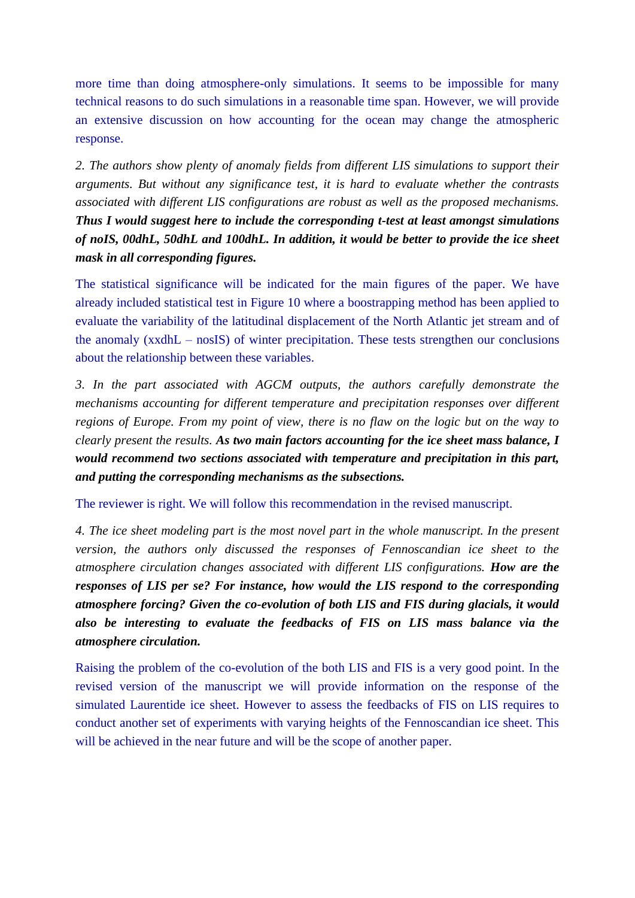more time than doing atmosphere-only simulations. It seems to be impossible for many technical reasons to do such simulations in a reasonable time span. However, we will provide an extensive discussion on how accounting for the ocean may change the atmospheric response.

*2. The authors show plenty of anomaly fields from different LIS simulations to support their arguments. But without any significance test, it is hard to evaluate whether the contrasts associated with different LIS configurations are robust as well as the proposed mechanisms.* ***Thus I would suggest here to include the corresponding t-test at least amongst simulations of noIS, 00dhL, 50dhL and 100dhL. In addition, it would be better to provide the ice sheet mask in all corresponding figures.***

The statistical significance will be indicated for the main figures of the paper. We have already included statistical test in Figure 10 where a boostrapping method has been applied to evaluate the variability of the latitudinal displacement of the North Atlantic jet stream and of the anomaly (xxdhL – nosIS) of winter precipitation. These tests strengthen our conclusions about the relationship between these variables.

*3. In the part associated with AGCM outputs, the authors carefully demonstrate the mechanisms accounting for different temperature and precipitation responses over different regions of Europe. From my point of view, there is no flaw on the logic but on the way to clearly present the results.* ***As two main factors accounting for the ice sheet mass balance, I would recommend two sections associated with temperature and precipitation in this part, and putting the corresponding mechanisms as the subsections.***

The reviewer is right. We will follow this recommendation in the revised manuscript.

*4. The ice sheet modeling part is the most novel part in the whole manuscript. In the present version, the authors only discussed the responses of Fennoscandian ice sheet to the atmosphere circulation changes associated with different LIS configurations.* ***How are the responses of LIS per se? For instance, how would the LIS respond to the corresponding atmosphere forcing? Given the co-evolution of both LIS and FIS during glacials, it would also be interesting to evaluate the feedbacks of FIS on LIS mass balance via the atmosphere circulation.***

Raising the problem of the co-evolution of the both LIS and FIS is a very good point. In the revised version of the manuscript we will provide information on the response of the simulated Laurentide ice sheet. However to assess the feedbacks of FIS on LIS requires to conduct another set of experiments with varying heights of the Fennoscandian ice sheet. This will be achieved in the near future and will be the scope of another paper.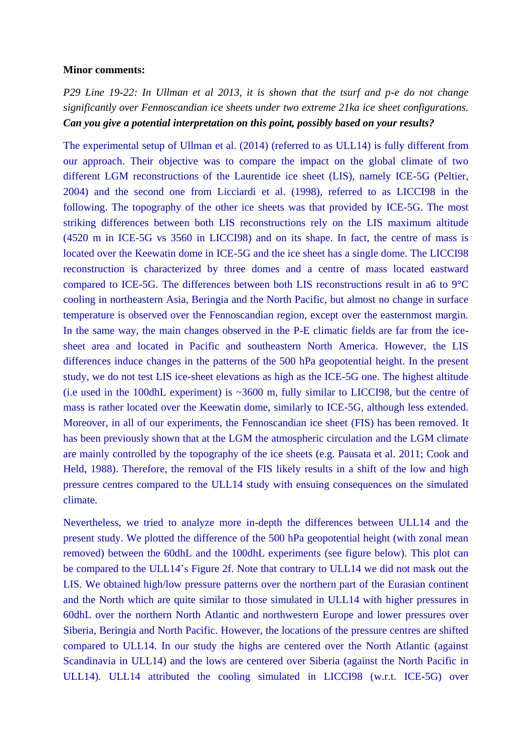**Minor comments:**

*P29 Line 19-22: In Ullman et al 2013, it is shown that the tsurf and p-e do not change significantly over Fennoscandian ice sheets under two extreme 21ka ice sheet configurations.* ***Can you give a potential interpretation on this point, possibly based on your results?***

The experimental setup of Ullman et al. (2014) (referred to as ULL14) is fully different from our approach. Their objective was to compare the impact on the global climate of two different LGM reconstructions of the Laurentide ice sheet (LIS), namely ICE-5G (Peltier, 2004) and the second one from Licciardi et al. (1998), referred to as LICCI98 in the following. The topography of the other ice sheets was that provided by ICE-5G. The most striking differences between both LIS reconstructions rely on the LIS maximum altitude (4520 m in ICE-5G vs 3560 in LICCI98) and on its shape. In fact, the centre of mass is located over the Keewatin dome in ICE-5G and the ice sheet has a single dome. The LICCI98 reconstruction is characterized by three domes and a centre of mass located eastward compared to ICE-5G. The differences between both LIS reconstructions result in a6 to 9°C cooling in northeastern Asia, Beringia and the North Pacific, but almost no change in surface temperature is observed over the Fennoscandian region, except over the easternmost margin. In the same way, the main changes observed in the P-E climatic fields are far from the ice-sheet area and located in Pacific and southeastern North America. However, the LIS differences induce changes in the patterns of the 500 hPa geopotential height. In the present study, we do not test LIS ice-sheet elevations as high as the ICE-5G one. The highest altitude (i.e used in the 100dhL experiment) is ~3600 m, fully similar to LICCI98, but the centre of mass is rather located over the Keewatin dome, similarly to ICE-5G, although less extended. Moreover, in all of our experiments, the Fennoscandian ice sheet (FIS) has been removed. It has been previously shown that at the LGM the atmospheric circulation and the LGM climate are mainly controlled by the topography of the ice sheets (e.g. Pausata et al. 2011; Cook and Held, 1988). Therefore, the removal of the FIS likely results in a shift of the low and high pressure centres compared to the ULL14 study with ensuing consequences on the simulated climate.

Nevertheless, we tried to analyze more in-depth the differences between ULL14 and the present study. We plotted the difference of the 500 hPa geopotential height (with zonal mean removed) between the 60dhL and the 100dhL experiments (see figure below). This plot can be compared to the ULL14's Figure 2f. Note that contrary to ULL14 we did not mask out the LIS. We obtained high/low pressure patterns over the northern part of the Eurasian continent and the North which are quite similar to those simulated in ULL14 with higher pressures in 60dhL over the northern North Atlantic and northwestern Europe and lower pressures over Siberia, Beringia and North Pacific. However, the locations of the pressure centres are shifted compared to ULL14. In our study the highs are centered over the North Atlantic (against Scandinavia in ULL14) and the lows are centered over Siberia (against the North Pacific in ULL14). ULL14 attributed the cooling simulated in LICCI98 (w.r.t. ICE-5G) over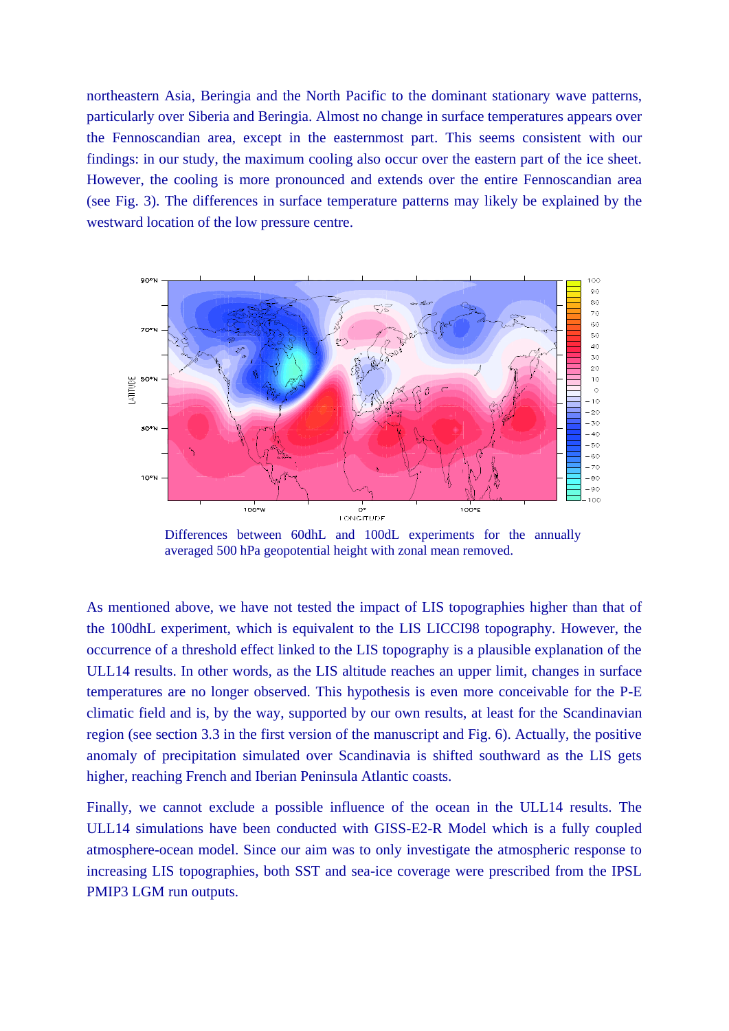northeastern Asia, Beringia and the North Pacific to the dominant stationary wave patterns, particularly over Siberia and Beringia. Almost no change in surface temperatures appears over the Fennoscandian area, except in the easternmost part. This seems consistent with our findings: in our study, the maximum cooling also occur over the eastern part of the ice sheet. However, the cooling is more pronounced and extends over the entire Fennoscandian area (see Fig. 3). The differences in surface temperature patterns may likely be explained by the westward location of the low pressure centre.

Differences between 60dhL and 100dL experiments for the annually averaged 500 hPa geopotential height with zonal mean removed.

As mentioned above, we have not tested the impact of LIS topographies higher than that of the 100dhL experiment, which is equivalent to the LIS LICCI98 topography. However, the occurrence of a threshold effect linked to the LIS topography is a plausible explanation of the ULL14 results. In other words, as the LIS altitude reaches an upper limit, changes in surface temperatures are no longer observed. This hypothesis is even more conceivable for the P-E climatic field and is, by the way, supported by our own results, at least for the Scandinavian region (see section 3.3 in the first version of the manuscript and Fig. 6). Actually, the positive anomaly of precipitation simulated over Scandinavia is shifted southward as the LIS gets higher, reaching French and Iberian Peninsula Atlantic coasts.

Finally, we cannot exclude a possible influence of the ocean in the ULL14 results. The ULL14 simulations have been conducted with GISS-E2-R Model which is a fully coupled atmosphere-ocean model. Since our aim was to only investigate the atmospheric response to increasing LIS topographies, both SST and sea-ice coverage were prescribed from the IPSL PMIP3 LGM run outputs.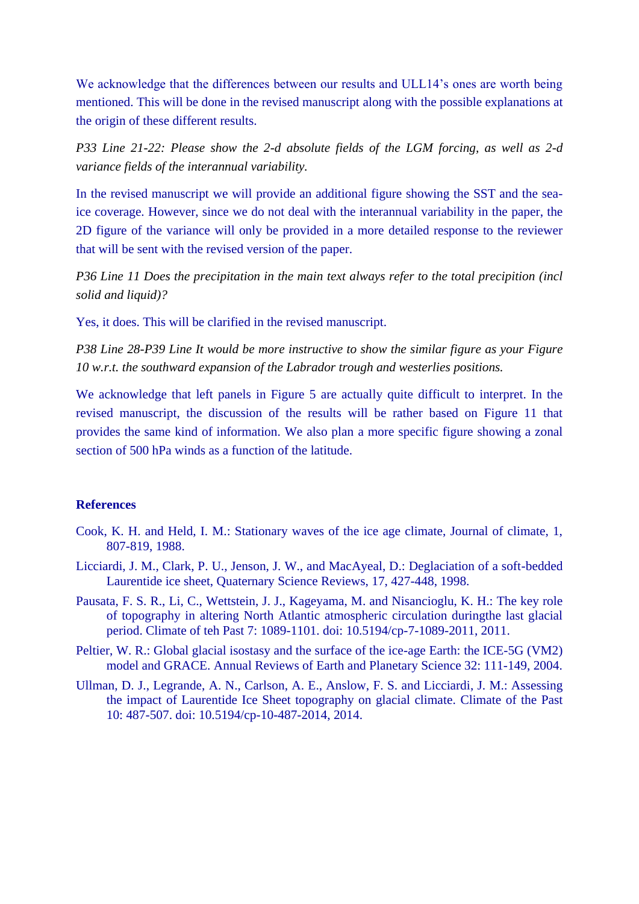We acknowledge that the differences between our results and ULL14's ones are worth being mentioned. This will be done in the revised manuscript along with the possible explanations at the origin of these different results.

*P33 Line 21-22: Please show the 2-d absolute fields of the LGM forcing, as well as 2-d variance fields of the interannual variability.*

In the revised manuscript we will provide an additional figure showing the SST and the sea-ice coverage. However, since we do not deal with the interannual variability in the paper, the 2D figure of the variance will only be provided in a more detailed response to the reviewer that will be sent with the revised version of the paper.

*P36 Line 11 Does the precipitation in the main text always refer to the total precipition (incl solid and liquid)?*

Yes, it does. This will be clarified in the revised manuscript.

*P38 Line 28-P39 Line It would be more instructive to show the similar figure as your Figure 10 w.r.t. the southward expansion of the Labrador trough and westerlies positions.*

We acknowledge that left panels in Figure 5 are actually quite difficult to interpret. In the revised manuscript, the discussion of the results will be rather based on Figure 11 that provides the same kind of information. We also plan a more specific figure showing a zonal section of 500 hPa winds as a function of the latitude.

**References**

Cook, K. H. and Held, I. M.: Stationary waves of the ice age climate, Journal of climate, 1, 807-819, 1988.

Licciardi, J. M., Clark, P. U., Jenson, J. W., and MacAyeal, D.: Deglaciation of a soft-bedded Laurentide ice sheet, Quaternary Science Reviews, 17, 427-448, 1998.

Pausata, F. S. R., Li, C., Wettstein, J. J., Kageyama, M. and Nisancioglu, K. H.: The key role of topography in altering North Atlantic atmospheric circulation duringthe last glacial period. Climate of teh Past 7: 1089-1101. doi: 10.5194/cp-7-1089-2011, 2011.

Peltier, W. R.: Global glacial isostasy and the surface of the ice-age Earth: the ICE-5G (VM2) model and GRACE. Annual Reviews of Earth and Planetary Science 32: 111-149, 2004.

Ullman, D. J., Legrande, A. N., Carlson, A. E., Anslow, F. S. and Licciardi, J. M.: Assessing the impact of Laurentide Ice Sheet topography on glacial climate. Climate of the Past 10: 487-507. doi: 10.5194/cp-10-487-2014, 2014.